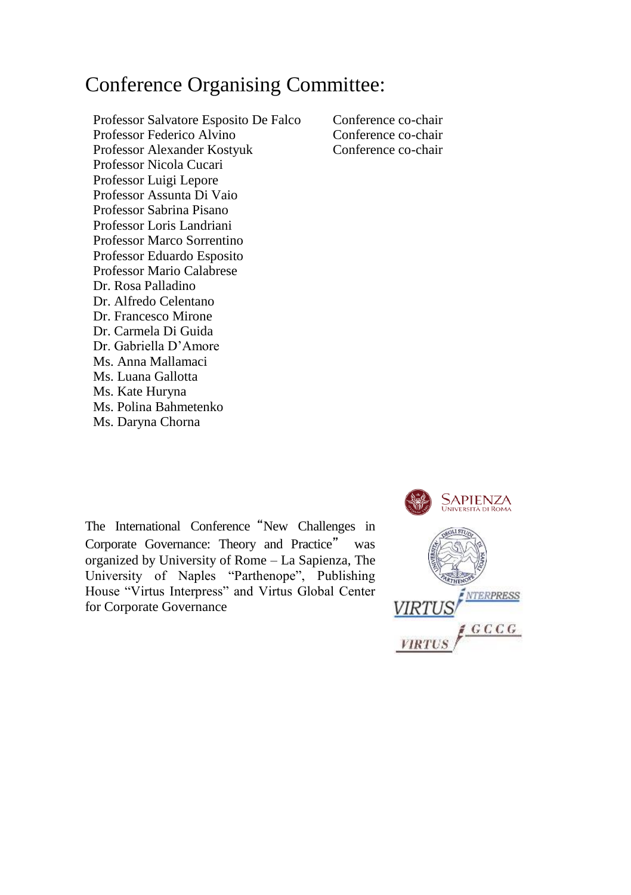# Conference Organising Committee:

| | |
|---|---|
| Professor Salvatore Esposito De Falco | Conference co-chair |
| Professor Federico Alvino | Conference co-chair |
| Professor Alexander Kostyuk | Conference co-chair |
| Professor Nicola Cucari | |
| Professor Luigi Lepore | |
| Professor Assunta Di Vaio | |
| Professor Sabrina Pisano | |
| Professor Loris Landriani | |
| Professor Marco Sorrentino | |
| Professor Eduardo Esposito | |
| Professor Mario Calabrese | |
| Dr. Rosa Palladino | |
| Dr. Alfredo Celentano | |
| Dr. Francesco Mirone | |
| Dr. Carmela Di Guida | |
| Dr. Gabriella D'Amore | |
| Ms. Anna Mallamaci | |
| Ms. Luana Gallotta | |
| Ms. Kate Huryna | |
| Ms. Polina Bahmetenko | |
| Ms. Daryna Chorna | |

The International Conference "New Challenges in Corporate Governance: Theory and Practice" was organized by University of Rome – La Sapienza, The University of Naples "Parthenope", Publishing House "Virtus Interpress" and Virtus Global Center for Corporate Governance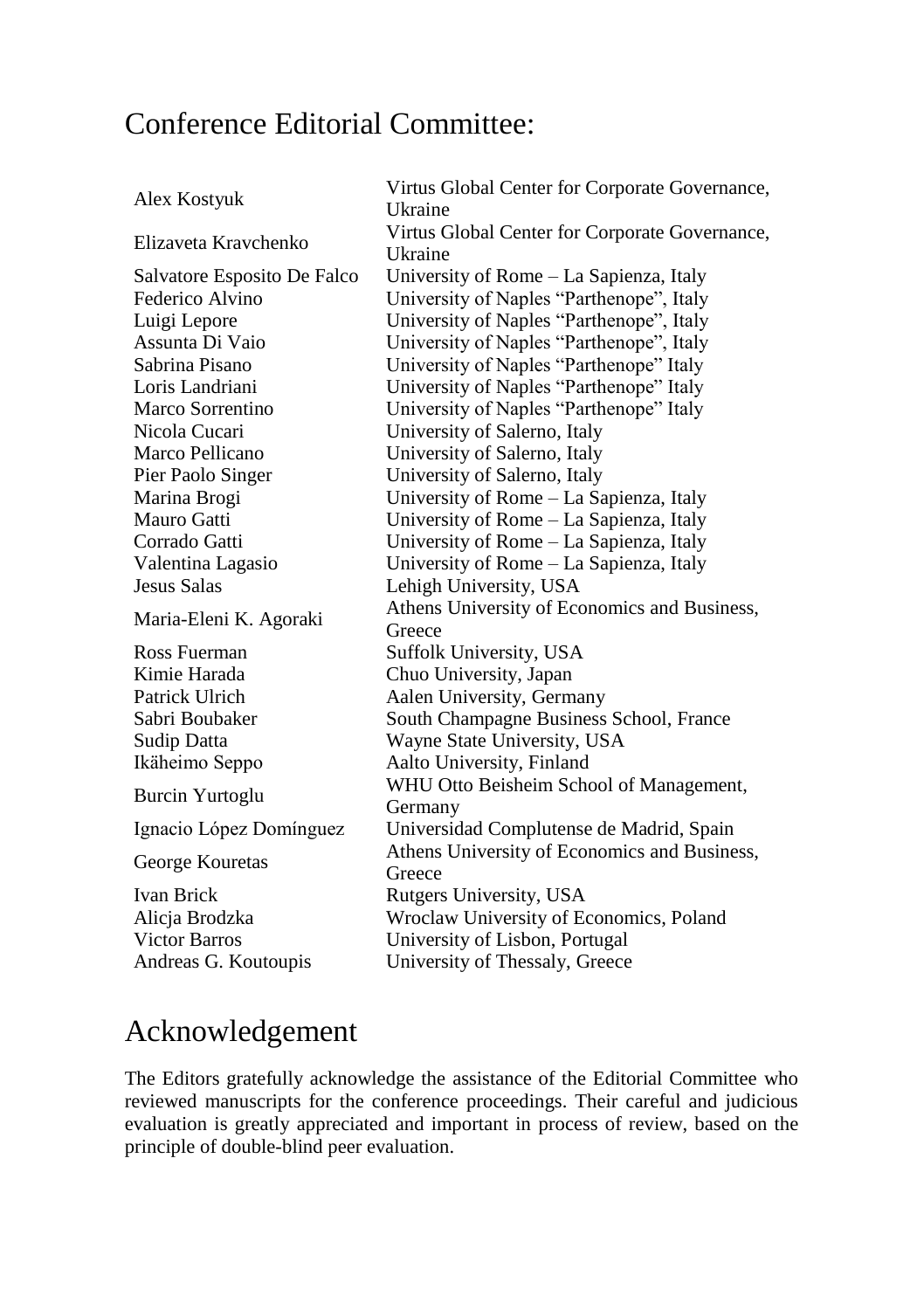## Conference Editorial Committee:

| | |
|---|---|
| Alex Kostyuk | Virtus Global Center for Corporate Governance, Ukraine |
| Elizaveta Kravchenko | Virtus Global Center for Corporate Governance, Ukraine |
| Salvatore Esposito De Falco | University of Rome – La Sapienza, Italy |
| Federico Alvino | University of Naples "Parthenope", Italy |
| Luigi Lepore | University of Naples "Parthenope", Italy |
| Assunta Di Vaio | University of Naples "Parthenope", Italy |
| Sabrina Pisano | University of Naples "Parthenope" Italy |
| Loris Landriani | University of Naples "Parthenope" Italy |
| Marco Sorrentino | University of Naples "Parthenope" Italy |
| Nicola Cucari | University of Salerno, Italy |
| Marco Pellicano | University of Salerno, Italy |
| Pier Paolo Singer | University of Salerno, Italy |
| Marina Brogi | University of Rome – La Sapienza, Italy |
| Mauro Gatti | University of Rome – La Sapienza, Italy |
| Corrado Gatti | University of Rome – La Sapienza, Italy |
| Valentina Lagasio | University of Rome – La Sapienza, Italy |
| Jesus Salas | Lehigh University, USA |
| Maria-Eleni K. Agoraki | Athens University of Economics and Business, Greece |
| Ross Fuerman | Suffolk University, USA |
| Kimie Harada | Chuo University, Japan |
| Patrick Ulrich | Aalen University, Germany |
| Sabri Boubaker | South Champagne Business School, France |
| Sudip Datta | Wayne State University, USA |
| Ikäheimo Seppo | Aalto University, Finland |
| Burcin Yurtoglu | WHU Otto Beisheim School of Management, Germany |
| Ignacio López Domínguez | Universidad Complutense de Madrid, Spain |
| George Kouretas | Athens University of Economics and Business, Greece |
| Ivan Brick | Rutgers University, USA |
| Alicja Brodzka | Wroclaw University of Economics, Poland |
| Victor Barros | University of Lisbon, Portugal |
| Andreas G. Koutoupis | University of Thessaly, Greece |

## Acknowledgement

The Editors gratefully acknowledge the assistance of the Editorial Committee who reviewed manuscripts for the conference proceedings. Their careful and judicious evaluation is greatly appreciated and important in process of review, based on the principle of double-blind peer evaluation.